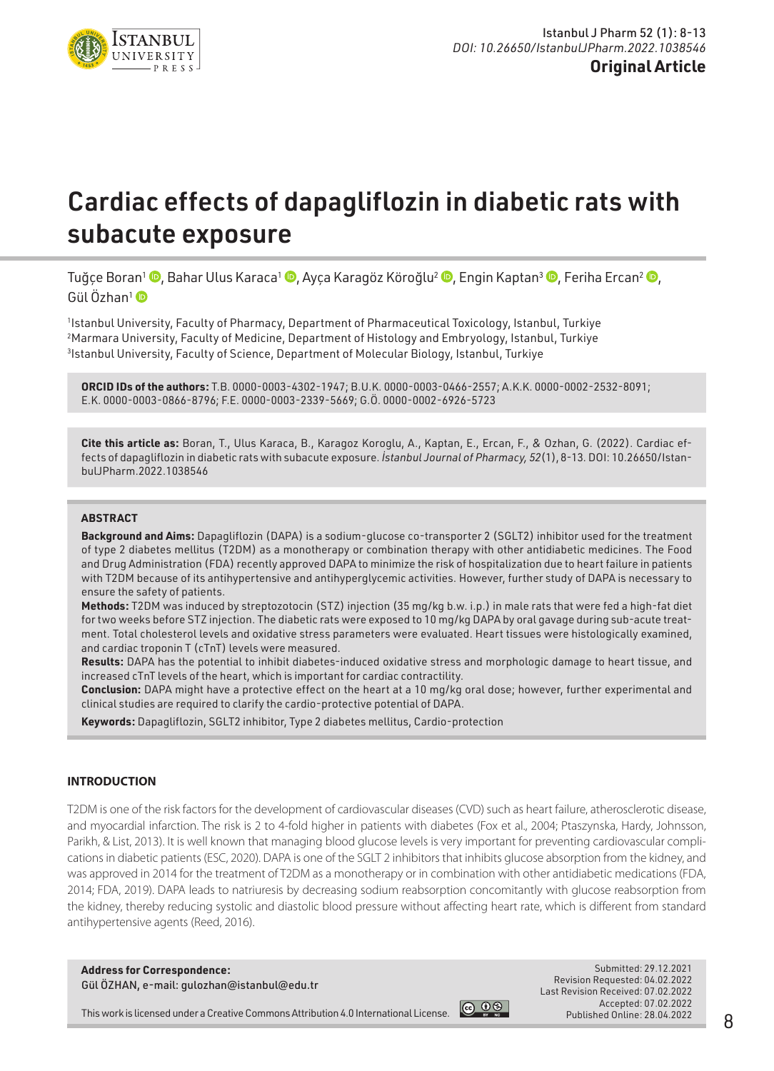Original Article

# Cardiac effects of dapagliflozin in diabetic rats with subacute exposure

Tuğçe Boran[1], Bahar Ulus Karaca[1], Ayça Karagöz Köroğlu[2], Engin Kaptan[3], Feriha Ercan[2], Gül Özhan[1]

[1]Istanbul University, Faculty of Pharmacy, Department of Pharmaceutical Toxicology, Istanbul, Turkiye
[2]Marmara University, Faculty of Medicine, Department of Histology and Embryology, Istanbul, Turkiye
[3]Istanbul University, Faculty of Science, Department of Molecular Biology, Istanbul, Turkiye

**ORCID IDs of the authors:** T.B. 0000-0003-4302-1947; B.U.K. 0000-0003-0466-2557; A.K.K. 0000-0002-2532-8091; E.K. 0000-0003-0866-8796; F.E. 0000-0003-2339-5669; G.Ö. 0000-0002-6926-5723

**Cite this article as:** Boran, T., Ulus Karaca, B., Karagoz Koroglu, A., Kaptan, E., Ercan, F., & Ozhan, G. (2022). Cardiac effects of dapagliflozin in diabetic rats with subacute exposure. *İstanbul Journal of Pharmacy, 52*(1), 8-13. DOI: 10.26650/IstanbulJPharm.2022.1038546

### ABSTRACT

**Background and Aims:** Dapagliflozin (DAPA) is a sodium-glucose co-transporter 2 (SGLT2) inhibitor used for the treatment of type 2 diabetes mellitus (T2DM) as a monotherapy or combination therapy with other antidiabetic medicines. The Food and Drug Administration (FDA) recently approved DAPA to minimize the risk of hospitalization due to heart failure in patients with T2DM because of its antihypertensive and antihyperglycemic activities. However, further study of DAPA is necessary to ensure the safety of patients.

**Methods:** T2DM was induced by streptozotocin (STZ) injection (35 mg/kg b.w. i.p.) in male rats that were fed a high-fat diet for two weeks before STZ injection. The diabetic rats were exposed to 10 mg/kg DAPA by oral gavage during sub-acute treatment. Total cholesterol levels and oxidative stress parameters were evaluated. Heart tissues were histologically examined, and cardiac troponin T (cTnT) levels were measured.

**Results:** DAPA has the potential to inhibit diabetes-induced oxidative stress and morphologic damage to heart tissue, and increased cTnT levels of the heart, which is important for cardiac contractility.

**Conclusion:** DAPA might have a protective effect on the heart at a 10 mg/kg oral dose; however, further experimental and clinical studies are required to clarify the cardio-protective potential of DAPA.

**Keywords:** Dapagliflozin, SGLT2 inhibitor, Type 2 diabetes mellitus, Cardio-protection

## INTRODUCTION

T2DM is one of the risk factors for the development of cardiovascular diseases (CVD) such as heart failure, atherosclerotic disease, and myocardial infarction. The risk is 2 to 4-fold higher in patients with diabetes (Fox et al., 2004; Ptaszynska, Hardy, Johnsson, Parikh, & List, 2013). It is well known that managing blood glucose levels is very important for preventing cardiovascular complications in diabetic patients (ESC, 2020). DAPA is one of the SGLT 2 inhibitors that inhibits glucose absorption from the kidney, and was approved in 2014 for the treatment of T2DM as a monotherapy or in combination with other antidiabetic medications (FDA, 2014; FDA, 2019). DAPA leads to natriuresis by decreasing sodium reabsorption concomitantly with glucose reabsorption from the kidney, thereby reducing systolic and diastolic blood pressure without affecting heart rate, which is different from standard antihypertensive agents (Reed, 2016).

**Address for Correspondence:**
Gül ÖZHAN, e-mail: gulozhan@istanbul@edu.tr

This work is licensed under a Creative Commons Attribution 4.0 International License.

Submitted: 29.12.2021
Revision Requested: 04.02.2022
Last Revision Received: 07.02.2022
Accepted: 07.02.2022
Published Online: 28.04.2022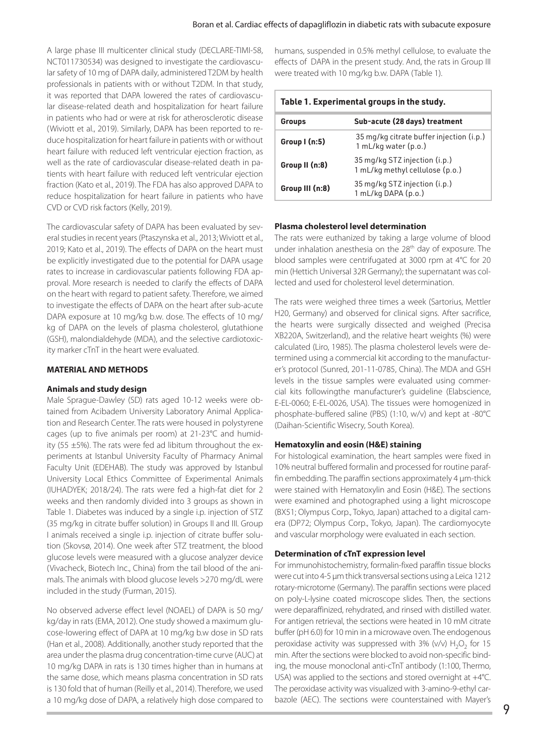A large phase III multicenter clinical study (DECLARE-TIMI-58, NCT011730534) was designed to investigate the cardiovascular safety of 10 mg of DAPA daily, administered T2DM by health professionals in patients with or without T2DM. In that study, it was reported that DAPA lowered the rates of cardiovascular disease-related death and hospitalization for heart failure in patients who had or were at risk for atherosclerotic disease (Wiviott et al., 2019). Similarly, DAPA has been reported to reduce hospitalization for heart failure in patients with or without heart failure with reduced left ventricular ejection fraction, as well as the rate of cardiovascular disease-related death in patients with heart failure with reduced left ventricular ejection fraction (Kato et al., 2019). The FDA has also approved DAPA to reduce hospitalization for heart failure in patients who have CVD or CVD risk factors (Kelly, 2019).

The cardiovascular safety of DAPA has been evaluated by several studies in recent years (Ptaszynska et al., 2013; Wiviott et al., 2019; Kato et al., 2019). The effects of DAPA on the heart must be explicitly investigated due to the potential for DAPA usage rates to increase in cardiovascular patients following FDA approval. More research is needed to clarify the effects of DAPA on the heart with regard to patient safety. Therefore, we aimed to investigate the effects of DAPA on the heart after sub-acute DAPA exposure at 10 mg/kg b.w. dose. The effects of 10 mg/kg of DAPA on the levels of plasma cholesterol, glutathione (GSH), malondialdehyde (MDA), and the selective cardiotoxicity marker cTnT in the heart were evaluated.

## MATERIAL AND METHODS

### Animals and study design

Male Sprague-Dawley (SD) rats aged 10-12 weeks were obtained from Acibadem University Laboratory Animal Application and Research Center. The rats were housed in polystyrene cages (up to five animals per room) at 21-23°C and humidity (55 ±5%). The rats were fed ad libitum throughout the experiments at Istanbul University Faculty of Pharmacy Animal Faculty Unit (EDEHAB). The study was approved by Istanbul University Local Ethics Committee of Experimental Animals (IUHADYEK; 2018/24). The rats were fed a high-fat diet for 2 weeks and then randomly divided into 3 groups as shown in Table 1. Diabetes was induced by a single i.p. injection of STZ (35 mg/kg in citrate buffer solution) in Groups II and III. Group I animals received a single i.p. injection of citrate buffer solution (Skovsø, 2014). One week after STZ treatment, the blood glucose levels were measured with a glucose analyzer device (Vivacheck, Biotech Inc., China) from the tail blood of the animals. The animals with blood glucose levels >270 mg/dL were included in the study (Furman, 2015).

No observed adverse effect level (NOAEL) of DAPA is 50 mg/kg/day in rats (EMA, 2012). One study showed a maximum glucose-lowering effect of DAPA at 10 mg/kg b.w dose in SD rats (Han et al., 2008). Additionally, another study reported that the area under the plasma drug concentration-time curve (AUC) at 10 mg/kg DAPA in rats is 130 times higher than in humans at the same dose, which means plasma concentration in SD rats is 130 fold that of human (Reilly et al., 2014). Therefore, we used a 10 mg/kg dose of DAPA, a relatively high dose compared to humans, suspended in 0.5% methyl cellulose, to evaluate the effects of DAPA in the present study. And, the rats in Group III were treated with 10 mg/kg b.w. DAPA (Table 1).

**Table 1. Experimental groups in the study.**

| Groups | Sub-acute (28 days) treatment |
|---|---|
| Group I (n:5) | 35 mg/kg citrate buffer injection (i.p.)<br>1 mL/kg water (p.o.) |
| Group II (n:8) | 35 mg/kg STZ injection (i.p.)<br>1 mL/kg methyl cellulose (p.o.) |
| Group III (n:8) | 35 mg/kg STZ injection (i.p.)<br>1 mL/kg DAPA (p.o.) |

### Plasma cholesterol level determination

The rats were euthanized by taking a large volume of blood under inhalation anesthesia on the 28th day of exposure. The blood samples were centrifugated at 3000 rpm at 4°C for 20 min (Hettich Universal 32R Germany); the supernatant was collected and used for cholesterol level determination.

The rats were weighed three times a week (Sartorius, Mettler H20, Germany) and observed for clinical signs. After sacrifice, the hearts were surgically dissected and weighed (Precisa XB220A, Switzerland), and the relative heart weights (%) were calculated (Liro, 1985). The plasma cholesterol levels were determined using a commercial kit according to the manufacturer's protocol (Sunred, 201-11-0785, China). The MDA and GSH levels in the tissue samples were evaluated using commercial kits followingthe manufacturer's guideline (Elabscience, E-EL-0060; E-EL-0026, USA). The tissues were homogenized in phosphate-buffered saline (PBS) (1:10, w/v) and kept at -80°C (Daihan-Scientific Wisecry, South Korea).

### Hematoxylin and eosin (H&E) staining

For histological examination, the heart samples were fixed in 10% neutral buffered formalin and processed for routine paraffin embedding. The paraffin sections approximately 4 µm-thick were stained with Hematoxylin and Eosin (H&E). The sections were examined and photographed using a light microscope (BX51; Olympus Corp., Tokyo, Japan) attached to a digital camera (DP72; Olympus Corp., Tokyo, Japan). The cardiomyocyte and vascular morphology were evaluated in each section.

### Determination of cTnT expression level

For immunohistochemistry, formalin-fixed paraffin tissue blocks were cut into 4-5 µm thick transversal sections using a Leica 1212 rotary-microtome (Germany). The paraffin sections were placed on poly-L-lysine coated microscope slides. Then, the sections were deparaffinized, rehydrated, and rinsed with distilled water. For antigen retrieval, the sections were heated in 10 mM citrate buffer (pH 6.0) for 10 min in a microwave oven. The endogenous peroxidase activity was suppressed with 3% (v/v) $H_2O_2$ for 15 min. After the sections were blocked to avoid non-specific binding, the mouse monoclonal anti-cTnT antibody (1:100, Thermo, USA) was applied to the sections and stored overnight at +4°C. The peroxidase activity was visualized with 3-amino-9-ethyl carbazole (AEC). The sections were counterstained with Mayer's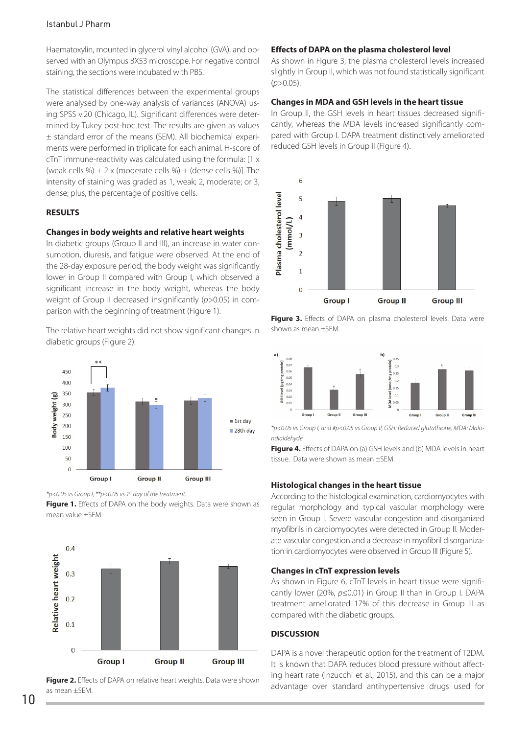Haematoxylin, mounted in glycerol vinyl alcohol (GVA), and observed with an Olympus BX53 microscope. For negative control staining, the sections were incubated with PBS.

The statistical differences between the experimental groups were analysed by one-way analysis of variances (ANOVA) using SPSS v.20 (Chicago, IL). Significant differences were determined by Tukey post-hoc test. The results are given as values ± standard error of the means (SEM). All biochemical experiments were performed in triplicate for each animal. H-score of cTnT immune-reactivity was calculated using the formula: [1 x (weak cells %) + 2 x (moderate cells %) + (dense cells %)]. The intensity of staining was graded as 1, weak; 2, moderate; or 3, dense; plus, the percentage of positive cells.

## RESULTS

### Changes in body weights and relative heart weights

In diabetic groups (Group II and III), an increase in water consumption, diuresis, and fatigue were observed. At the end of the 28-day exposure period, the body weight was significantly lower in Group II compared with Group I, which observed a significant increase in the body weight, whereas the body weight of Group II decreased insignificantly ($p>0.05$) in comparison with the beginning of treatment (Figure 1).

The relative heart weights did not show significant changes in diabetic groups (Figure 2).

*$p<0.05$ vs Group I, **$p<0.05$ vs 1st day of the treatment.*

**Figure 1.** Effects of DAPA on the body weights. Data were shown as mean value ±SEM.

**Figure 2.** Effects of DAPA on relative heart weights. Data were shown as mean ±SEM.

### Effects of DAPA on the plasma cholesterol level

As shown in Figure 3, the plasma cholesterol levels increased slightly in Group II, which was not found statistically significant ($p>0.05$).

### Changes in MDA and GSH levels in the heart tissue

In Group II, the GSH levels in heart tissues decreased significantly, whereas the MDA levels increased significantly compared with Group I. DAPA treatment distinctively ameliorated reduced GSH levels in Group II (Figure 4).

**Figure 3.** Effects of DAPA on plasma cholesterol levels. Data were shown as mean ±SEM.

*$p<0.05$ vs Group I, and #$p<0.05$ vs Group II, GSH: Reduced glutathione, MDA: Malondialdehyde*

**Figure 4.** Effects of DAPA on (a) GSH levels and (b) MDA levels in heart tissue. Data were shown as mean ±SEM.

### Histological changes in the heart tissue

According to the histological examination, cardiomyocytes with regular morphology and typical vascular morphology were seen in Group I. Severe vascular congestion and disorganized myofibrils in cardiomyocytes were detected in Group II. Moderate vascular congestion and a decrease in myofibril disorganization in cardiomyocytes were observed in Group III (Figure 5).

### Changes in cTnT expression levels

As shown in Figure 6, cTnT levels in heart tissue were significantly lower (20%, $p\leq0.01$) in Group II than in Group I. DAPA treatment ameliorated 17% of this decrease in Group III as compared with the diabetic groups.

## DISCUSSION

DAPA is a novel therapeutic option for the treatment of T2DM. It is known that DAPA reduces blood pressure without affecting heart rate (Inzucchi et al., 2015), and this can be a major advantage over standard antihypertensive drugs used for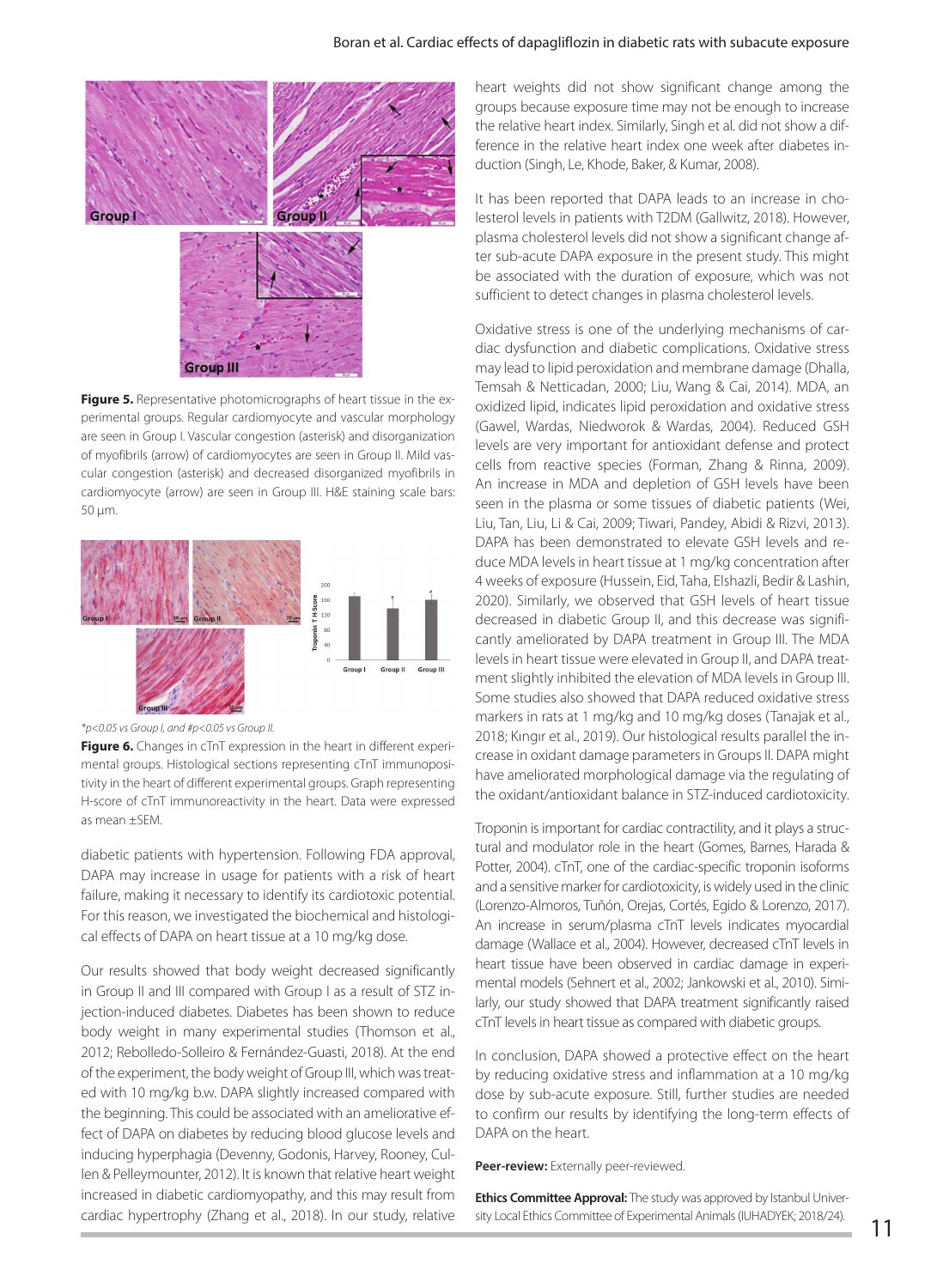**Figure 5.** Representative photomicrographs of heart tissue in the experimental groups. Regular cardiomyocyte and vascular morphology are seen in Group I. Vascular congestion (asterisk) and disorganization of myofibrils (arrow) of cardiomyocytes are seen in Group II. Mild vascular congestion (asterisk) and decreased disorganized myofibrils in cardiomyocyte (arrow) are seen in Group III. H&E staining scale bars: 50 µm.

*\*p<0.05 vs Group I, and #p<0.05 vs Group II.*

**Figure 6.** Changes in cTnT expression in the heart in different experimental groups. Histological sections representing cTnT immunopositivity in the heart of different experimental groups. Graph representing H-score of cTnT immunoreactivity in the heart. Data were expressed as mean ±SEM.

diabetic patients with hypertension. Following FDA approval, DAPA may increase in usage for patients with a risk of heart failure, making it necessary to identify its cardiotoxic potential. For this reason, we investigated the biochemical and histological effects of DAPA on heart tissue at a 10 mg/kg dose.

Our results showed that body weight decreased significantly in Group II and III compared with Group I as a result of STZ injection-induced diabetes. Diabetes has been shown to reduce body weight in many experimental studies (Thomson et al., 2012; Rebolledo-Solleiro & Fernández-Guasti, 2018). At the end of the experiment, the body weight of Group III, which was treated with 10 mg/kg b.w. DAPA slightly increased compared with the beginning. This could be associated with an ameliorative effect of DAPA on diabetes by reducing blood glucose levels and inducing hyperphagia (Devenny, Godonis, Harvey, Rooney, Cullen & Pelleymounter, 2012). It is known that relative heart weight increased in diabetic cardiomyopathy, and this may result from cardiac hypertrophy (Zhang et al., 2018). In our study, relative heart weights did not show significant change among the groups because exposure time may not be enough to increase the relative heart index. Similarly, Singh et al. did not show a difference in the relative heart index one week after diabetes induction (Singh, Le, Khode, Baker, & Kumar, 2008).

It has been reported that DAPA leads to an increase in cholesterol levels in patients with T2DM (Gallwitz, 2018). However, plasma cholesterol levels did not show a significant change after sub-acute DAPA exposure in the present study. This might be associated with the duration of exposure, which was not sufficient to detect changes in plasma cholesterol levels.

Oxidative stress is one of the underlying mechanisms of cardiac dysfunction and diabetic complications. Oxidative stress may lead to lipid peroxidation and membrane damage (Dhalla, Temsah & Netticadan, 2000; Liu, Wang & Cai, 2014). MDA, an oxidized lipid, indicates lipid peroxidation and oxidative stress (Gawel, Wardas, Niedworok & Wardas, 2004). Reduced GSH levels are very important for antioxidant defense and protect cells from reactive species (Forman, Zhang & Rinna, 2009). An increase in MDA and depletion of GSH levels have been seen in the plasma or some tissues of diabetic patients (Wei, Liu, Tan, Liu, Li & Cai, 2009; Tiwari, Pandey, Abidi & Rizvi, 2013). DAPA has been demonstrated to elevate GSH levels and reduce MDA levels in heart tissue at 1 mg/kg concentration after 4 weeks of exposure (Hussein, Eid, Taha, Elshazli, Bedir & Lashin, 2020). Similarly, we observed that GSH levels of heart tissue decreased in diabetic Group II, and this decrease was significantly ameliorated by DAPA treatment in Group III. The MDA levels in heart tissue were elevated in Group II, and DAPA treatment slightly inhibited the elevation of MDA levels in Group III. Some studies also showed that DAPA reduced oxidative stress markers in rats at 1 mg/kg and 10 mg/kg doses (Tanajak et al., 2018; Kıngır et al., 2019). Our histological results parallel the increase in oxidant damage parameters in Groups II. DAPA might have ameliorated morphological damage via the regulating of the oxidant/antioxidant balance in STZ-induced cardiotoxicity.

Troponin is important for cardiac contractility, and it plays a structural and modulator role in the heart (Gomes, Barnes, Harada & Potter, 2004). cTnT, one of the cardiac-specific troponin isoforms and a sensitive marker for cardiotoxicity, is widely used in the clinic (Lorenzo-Almoros, Tuñón, Orejas, Cortés, Egido & Lorenzo, 2017). An increase in serum/plasma cTnT levels indicates myocardial damage (Wallace et al., 2004). However, decreased cTnT levels in heart tissue have been observed in cardiac damage in experimental models (Sehnert et al., 2002; Jankowski et al., 2010). Similarly, our study showed that DAPA treatment significantly raised cTnT levels in heart tissue as compared with diabetic groups.

In conclusion, DAPA showed a protective effect on the heart by reducing oxidative stress and inflammation at a 10 mg/kg dose by sub-acute exposure. Still, further studies are needed to confirm our results by identifying the long-term effects of DAPA on the heart.

**Peer-review:** Externally peer-reviewed.

**Ethics Committee Approval:** The study was approved by Istanbul University Local Ethics Committee of Experimental Animals (IUHADYEK; 2018/24).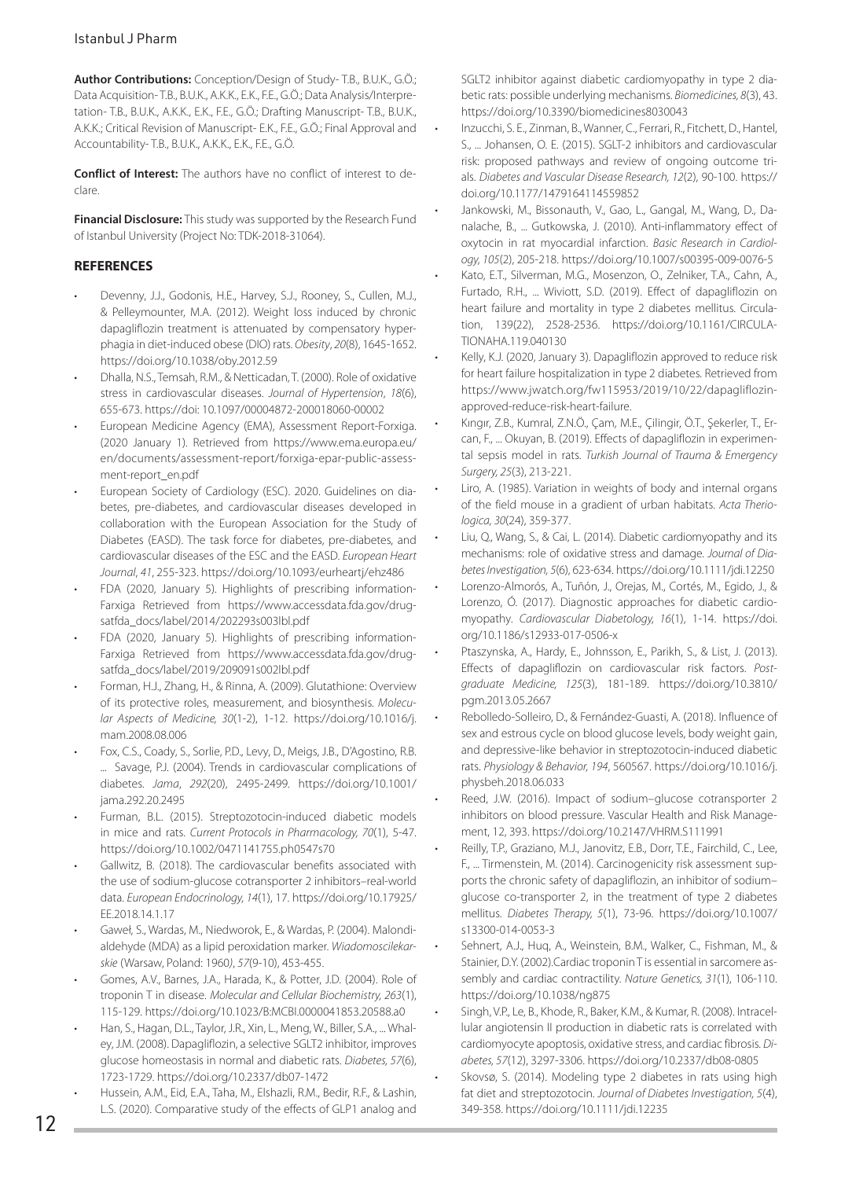**Author Contributions:** Conception/Design of Study- T.B., B.U.K., G.Ö.; Data Acquisition- T.B., B.U.K., A.K.K., E.K., F.E., G.Ö.; Data Analysis/Interpretation- T.B., B.U.K., A.K.K., E.K., F.E., G.Ö.; Drafting Manuscript- T.B., B.U.K., A.K.K.; Critical Revision of Manuscript- E.K., F.E., G.Ö.; Final Approval and Accountability- T.B., B.U.K., A.K.K., E.K., F.E., G.Ö.

**Conflict of Interest:** The authors have no conflict of interest to declare.

**Financial Disclosure:** This study was supported by the Research Fund of Istanbul University (Project No: TDK-2018-31064).

## REFERENCES

- Devenny, J.J., Godonis, H.E., Harvey, S.J., Rooney, S., Cullen, M.J., & Pelleymounter, M.A. (2012). Weight loss induced by chronic dapagliflozin treatment is attenuated by compensatory hyperphagia in diet-induced obese (DIO) rats. *Obesity*, *20*(8), 1645-1652. https://doi.org/10.1038/oby.2012.59
- Dhalla, N.S., Temsah, R.M., & Netticadan, T. (2000). Role of oxidative stress in cardiovascular diseases. *Journal of Hypertension*, *18*(6), 655-673. https://doi: 10.1097/00004872-200018060-00002
- European Medicine Agency (EMA), Assessment Report-Forxiga. (2020 January 1). Retrieved from https://www.ema.europa.eu/en/documents/assessment-report/forxiga-epar-public-assessment-report_en.pdf
- European Society of Cardiology (ESC). 2020. Guidelines on diabetes, pre-diabetes, and cardiovascular diseases developed in collaboration with the European Association for the Study of Diabetes (EASD). The task force for diabetes, pre-diabetes, and cardiovascular diseases of the ESC and the EASD. *European Heart Journal*, *41*, 255-323. https://doi.org/10.1093/eurheartj/ehz486
- FDA (2020, January 5). Highlights of prescribing information-Farxiga Retrieved from https://www.accessdata.fda.gov/drugsatfda_docs/label/2014/202293s003lbl.pdf
- FDA (2020, January 5). Highlights of prescribing information-Farxiga Retrieved from https://www.accessdata.fda.gov/drugsatfda_docs/label/2019/209091s002lbl.pdf
- Forman, H.J., Zhang, H., & Rinna, A. (2009). Glutathione: Overview of its protective roles, measurement, and biosynthesis. *Molecular Aspects of Medicine, 30*(1-2), 1-12. https://doi.org/10.1016/j.mam.2008.08.006
- Fox, C.S., Coady, S., Sorlie, P.D., Levy, D., Meigs, J.B., D'Agostino, R.B. ... Savage, P.J. (2004). Trends in cardiovascular complications of diabetes. *Jama*, *292*(20), 2495-2499. https://doi.org/10.1001/jama.292.20.2495
- Furman, B.L. (2015). Streptozotocin-induced diabetic models in mice and rats. *Current Protocols in Pharmacology, 70*(1), 5-47. https://doi.org/10.1002/0471141755.ph0547s70
- Gallwitz, B. (2018). The cardiovascular benefits associated with the use of sodium-glucose cotransporter 2 inhibitors–real-world data. *European Endocrinology, 14*(1), 17. https://doi.org/10.17925/EE.2018.14.1.17
- Gaweł, S., Wardas, M., Niedworok, E., & Wardas, P. (2004). Malondialdehyde (MDA) as a lipid peroxidation marker. *Wiadomoscilekarskie* (Warsaw, Poland: 1960*)*, *57*(9-10), 453-455.
- Gomes, A.V., Barnes, J.A., Harada, K., & Potter, J.D. (2004). Role of troponin T in disease. *Molecular and Cellular Biochemistry, 263*(1), 115-129. https://doi.org/10.1023/B:MCBI.0000041853.20588.a0
- Han, S., Hagan, D.L., Taylor, J.R., Xin, L., Meng, W., Biller, S.A., ... Whaley, J.M. (2008). Dapagliflozin, a selective SGLT2 inhibitor, improves glucose homeostasis in normal and diabetic rats. *Diabetes, 57*(6), 1723-1729. https://doi.org/10.2337/db07-1472
- Hussein, A.M., Eid, E.A., Taha, M., Elshazli, R.M., Bedir, R.F., & Lashin, L.S. (2020). Comparative study of the effects of GLP1 analog and SGLT2 inhibitor against diabetic cardiomyopathy in type 2 diabetic rats: possible underlying mechanisms. *Biomedicines, 8*(3), 43. https://doi.org/10.3390/biomedicines8030043
- Inzucchi, S. E., Zinman, B., Wanner, C., Ferrari, R., Fitchett, D., Hantel, S., ... Johansen, O. E. (2015). SGLT-2 inhibitors and cardiovascular risk: proposed pathways and review of ongoing outcome trials. *Diabetes and Vascular Disease Research, 12*(2), 90-100. https://doi.org/10.1177/1479164114559852
- Jankowski, M., Bissonauth, V., Gao, L., Gangal, M., Wang, D., Danalache, B., ... Gutkowska, J. (2010). Anti-inflammatory effect of oxytocin in rat myocardial infarction. *Basic Research in Cardiology, 105*(2), 205-218. https://doi.org/10.1007/s00395-009-0076-5
- Kato, E.T., Silverman, M.G., Mosenzon, O., Zelniker, T.A., Cahn, A., Furtado, R.H., ... Wiviott, S.D. (2019). Effect of dapagliflozin on heart failure and mortality in type 2 diabetes mellitus. Circulation, 139(22), 2528-2536. https://doi.org/10.1161/CIRCULATIONAHA.119.040130
- Kelly, K.J. (2020, January 3). Dapagliflozin approved to reduce risk for heart failure hospitalization in type 2 diabetes. Retrieved from https://www.jwatch.org/fw115953/2019/10/22/dapagliflozin-approved-reduce-risk-heart-failure.
- Kıngır, Z.B., Kumral, Z.N.Ö., Çam, M.E., Çilingir, Ö.T., Şekerler, T., Ercan, F., ... Okuyan, B. (2019). Effects of dapagliflozin in experimental sepsis model in rats. *Turkish Journal of Trauma & Emergency Surgery, 25*(3), 213-221.
- Liro, A. (1985). Variation in weights of body and internal organs of the field mouse in a gradient of urban habitats. *Acta Theriologica, 30*(24), 359-377.
- Liu, Q., Wang, S., & Cai, L. (2014). Diabetic cardiomyopathy and its mechanisms: role of oxidative stress and damage. *Journal of Diabetes Investigation, 5*(6), 623-634. https://doi.org/10.1111/jdi.12250
- Lorenzo-Almorós, A., Tuñón, J., Orejas, M., Cortés, M., Egido, J., & Lorenzo, Ó. (2017). Diagnostic approaches for diabetic cardiomyopathy. *Cardiovascular Diabetology, 16*(1), 1-14. https://doi.org/10.1186/s12933-017-0506-x
- Ptaszynska, A., Hardy, E., Johnsson, E., Parikh, S., & List, J. (2013). Effects of dapagliflozin on cardiovascular risk factors. *Postgraduate Medicine, 125*(3), 181-189. https://doi.org/10.3810/pgm.2013.05.2667
- Rebolledo-Solleiro, D., & Fernández-Guasti, A. (2018). Influence of sex and estrous cycle on blood glucose levels, body weight gain, and depressive-like behavior in streptozotocin-induced diabetic rats. *Physiology & Behavior, 194*, 560567. https://doi.org/10.1016/j.physbeh.2018.06.033
- Reed, J.W. (2016). Impact of sodium–glucose cotransporter 2 inhibitors on blood pressure. Vascular Health and Risk Management, 12, 393. https://doi.org/10.2147/VHRM.S111991
- Reilly, T.P., Graziano, M.J., Janovitz, E.B., Dorr, T.E., Fairchild, C., Lee, F., ... Tirmenstein, M. (2014). Carcinogenicity risk assessment supports the chronic safety of dapagliflozin, an inhibitor of sodium–glucose co-transporter 2, in the treatment of type 2 diabetes mellitus. *Diabetes Therapy, 5*(1), 73-96. https://doi.org/10.1007/s13300-014-0053-3
- Sehnert, A.J., Huq, A., Weinstein, B.M., Walker, C., Fishman, M., & Stainier, D.Y. (2002).Cardiac troponin T is essential in sarcomere assembly and cardiac contractility. *Nature Genetics, 31*(1), 106-110. https://doi.org/10.1038/ng875
- Singh, V.P., Le, B., Khode, R., Baker, K.M., & Kumar, R. (2008). Intracellular angiotensin II production in diabetic rats is correlated with cardiomyocyte apoptosis, oxidative stress, and cardiac fibrosis. *Diabetes, 57*(12), 3297-3306. https://doi.org/10.2337/db08-0805
- Skovsø, S. (2014). Modeling type 2 diabetes in rats using high fat diet and streptozotocin. *Journal of Diabetes Investigation, 5*(4), 349-358. https://doi.org/10.1111/jdi.12235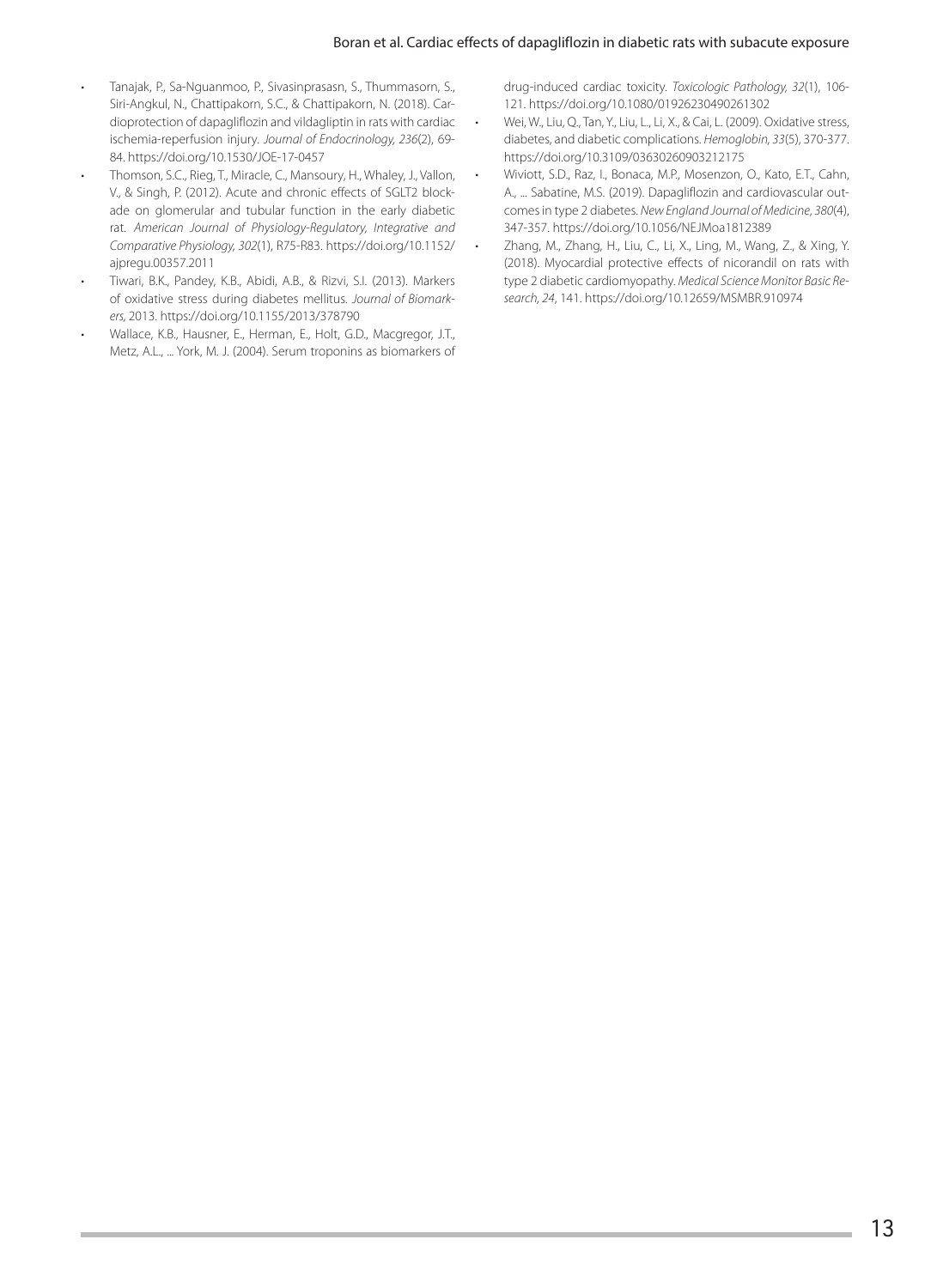- Tanajak, P., Sa-Nguanmoo, P., Sivasinprasasn, S., Thummasorn, S., Siri-Angkul, N., Chattipakorn, S.C., & Chattipakorn, N. (2018). Cardioprotection of dapagliflozin and vildagliptin in rats with cardiac ischemia-reperfusion injury. *Journal of Endocrinology, 236*(2), 69-84. https://doi.org/10.1530/JOE-17-0457
- Thomson, S.C., Rieg, T., Miracle, C., Mansoury, H., Whaley, J., Vallon, V., & Singh, P. (2012). Acute and chronic effects of SGLT2 blockade on glomerular and tubular function in the early diabetic rat. *American Journal of Physiology-Regulatory, Integrative and Comparative Physiology, 302*(1), R75-R83. https://doi.org/10.1152/ajpregu.00357.2011
- Tiwari, B.K., Pandey, K.B., Abidi, A.B., & Rizvi, S.I. (2013). Markers of oxidative stress during diabetes mellitus. *Journal of Biomarkers,* 2013. https://doi.org/10.1155/2013/378790
- Wallace, K.B., Hausner, E., Herman, E., Holt, G.D., Macgregor, J.T., Metz, A.L., ... York, M. J. (2004). Serum troponins as biomarkers of drug-induced cardiac toxicity. *Toxicologic Pathology, 32*(1), 106-121. https://doi.org/10.1080/01926230490261302
- Wei, W., Liu, Q., Tan, Y., Liu, L., Li, X., & Cai, L. (2009). Oxidative stress, diabetes, and diabetic complications. *Hemoglobin, 33*(5), 370-377. https://doi.org/10.3109/03630260903212175
- Wiviott, S.D., Raz, I., Bonaca, M.P., Mosenzon, O., Kato, E.T., Cahn, A., ... Sabatine, M.S. (2019). Dapagliflozin and cardiovascular outcomes in type 2 diabetes. *New England Journal of Medicine, 380*(4), 347-357. https://doi.org/10.1056/NEJMoa1812389
- Zhang, M., Zhang, H., Liu, C., Li, X., Ling, M., Wang, Z., & Xing, Y. (2018). Myocardial protective effects of nicorandil on rats with type 2 diabetic cardiomyopathy. *Medical Science Monitor Basic Research, 24*, 141. https://doi.org/10.12659/MSMBR.910974